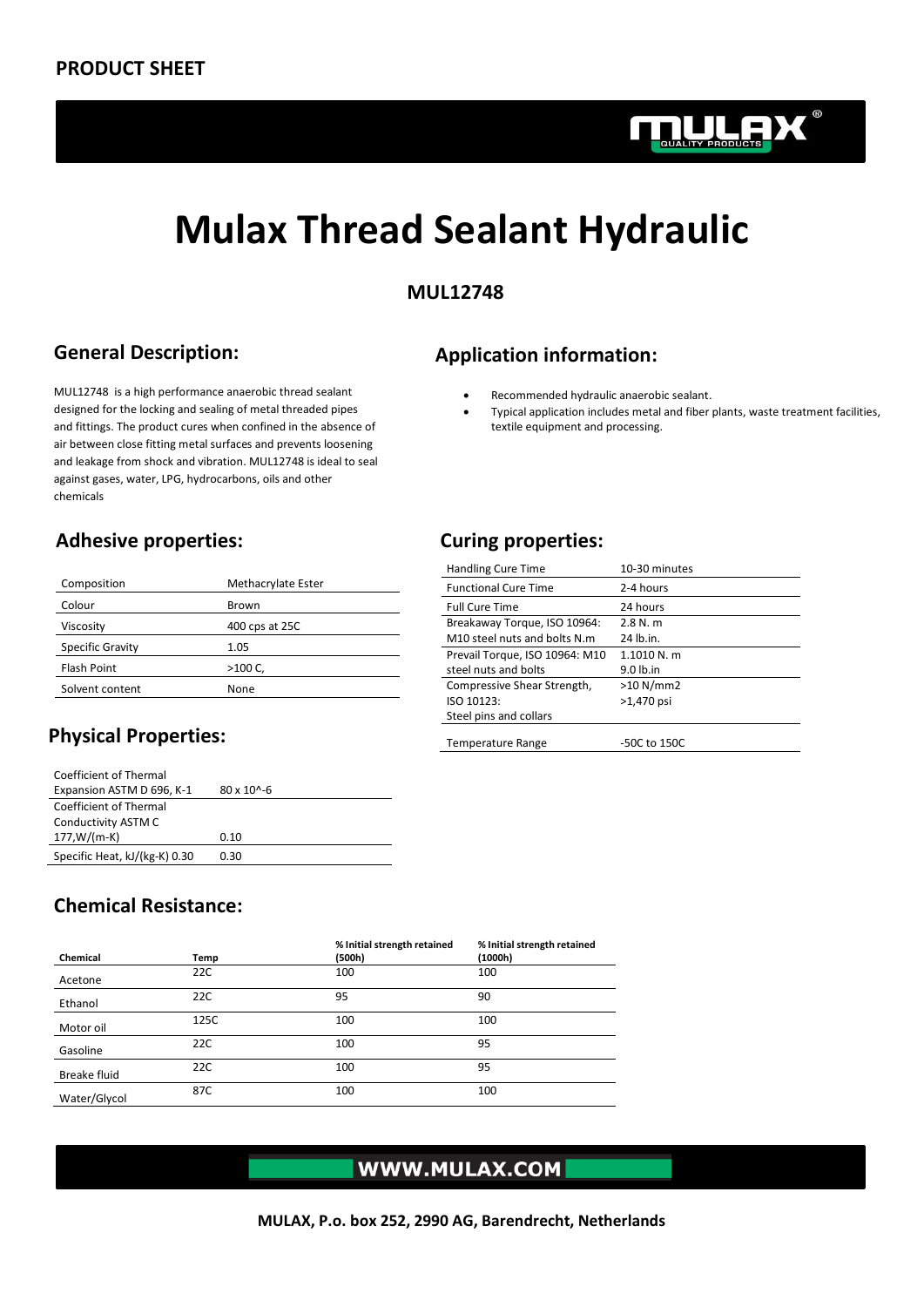PRODUCT SHEET

# Mulax Thread Sealant Hydraulic

### MUL12748

## General Description:

MUL12748 is a high performance anaerobic thread sealant designed for the locking and sealing of metal threaded pipes and fittings. The product cures when confined in the absence of air between close fitting metal surfaces and prevents loosening and leakage from shock and vibration. MUL12748 is ideal to seal against gases, water, LPG, hydrocarbons, oils and other chemicals

## Application information:

- Recommended hydraulic anaerobic sealant.
- Typical application includes metal and fiber plants, waste treatment facilities, textile equipment and processing.

## Adhesive properties:

| | |
|---|---|
| Composition | Methacrylate Ester |
| Colour | Brown |
| Viscosity | 400 cps at 25C |
| Specific Gravity | 1.05 |
| Flash Point | >100 C, |
| Solvent content | None |

## Curing properties:

| | |
|---|---|
| Handling Cure Time | 10-30 minutes |
| Functional Cure Time | 2-4 hours |
| Full Cure Time | 24 hours |
| Breakaway Torque, ISO 10964: M10 steel nuts and bolts N.m | 2.8 N. m<br>24 lb.in. |
| Prevail Torque, ISO 10964: M10 steel nuts and bolts | 1.1010 N. m<br>9.0 lb.in |
| Compressive Shear Strength, ISO 10123: Steel pins and collars | >10 N/mm2<br>>1,470 psi |
| Temperature Range | -50C to 150C |

## Physical Properties:

| | |
|---|---|
| Coefficient of Thermal Expansion ASTM D 696, K-1 | 80 x 10^-6 |
| Coefficient of Thermal Conductivity ASTM C 177,W/(m-K) | 0.10 |
| Specific Heat, kJ/(kg-K) 0.30 | 0.30 |

## Chemical Resistance:

| Chemical | Temp | % Initial strength retained (500h) | % Initial strength retained (1000h) |
|---|---|---|---|
| Acetone | 22C | 100 | 100 |
| Ethanol | 22C | 95 | 90 |
| Motor oil | 125C | 100 | 100 |
| Gasoline | 22C | 100 | 95 |
| Breake fluid | 22C | 100 | 95 |
| Water/Glycol | 87C | 100 | 100 |

WWW.MULAX.COM

MULAX, P.o. box 252, 2990 AG, Barendrecht, Netherlands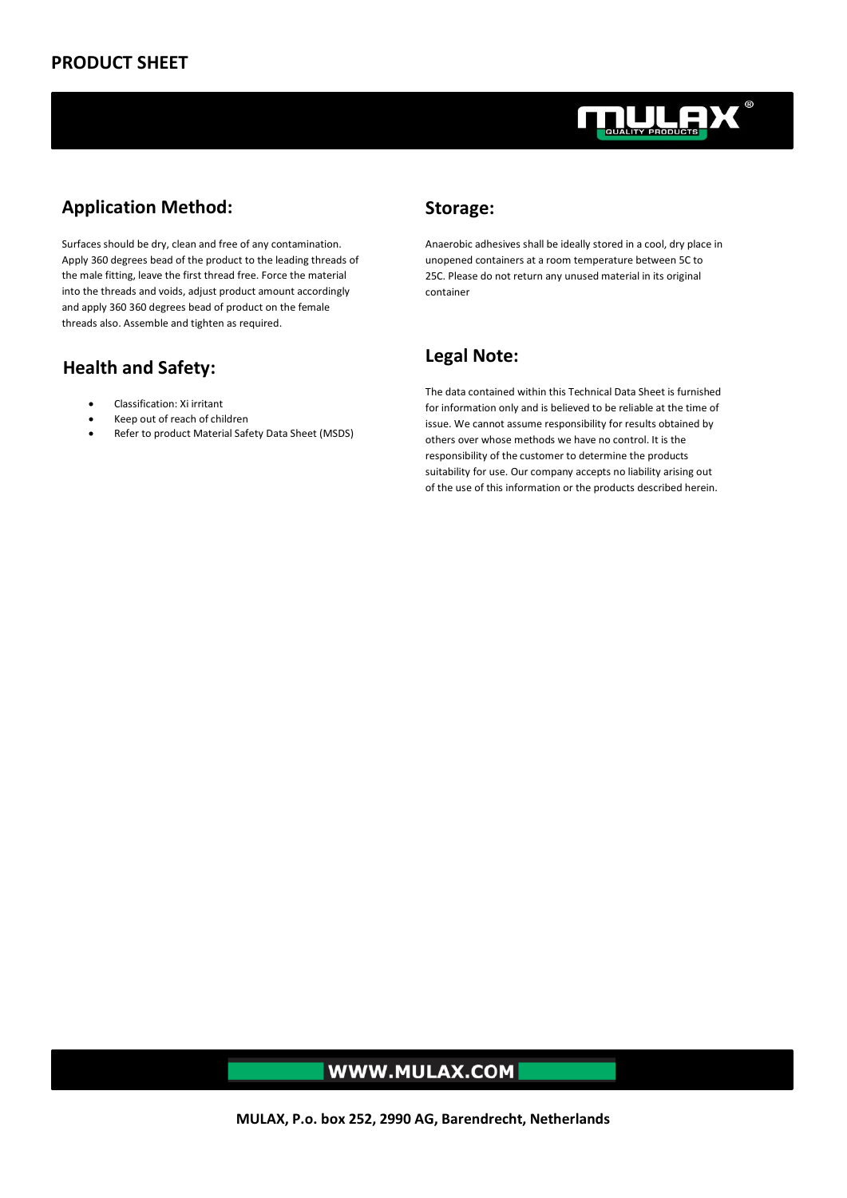# PRODUCT SHEET

## Application Method:

Surfaces should be dry, clean and free of any contamination. Apply 360 degrees bead of the product to the leading threads of the male fitting, leave the first thread free. Force the material into the threads and voids, adjust product amount accordingly and apply 360 360 degrees bead of product on the female threads also. Assemble and tighten as required.

## Health and Safety:

- Classification: Xi irritant
- Keep out of reach of children
- Refer to product Material Safety Data Sheet (MSDS)

## Storage:

Anaerobic adhesives shall be ideally stored in a cool, dry place in unopened containers at a room temperature between 5C to 25C. Please do not return any unused material in its original container

## Legal Note:

The data contained within this Technical Data Sheet is furnished for information only and is believed to be reliable at the time of issue. We cannot assume responsibility for results obtained by others over whose methods we have no control. It is the responsibility of the customer to determine the products suitability for use. Our company accepts no liability arising out of the use of this information or the products described herein.

**WWW.MULAX.COM**

**MULAX, P.o. box 252, 2990 AG, Barendrecht, Netherlands**